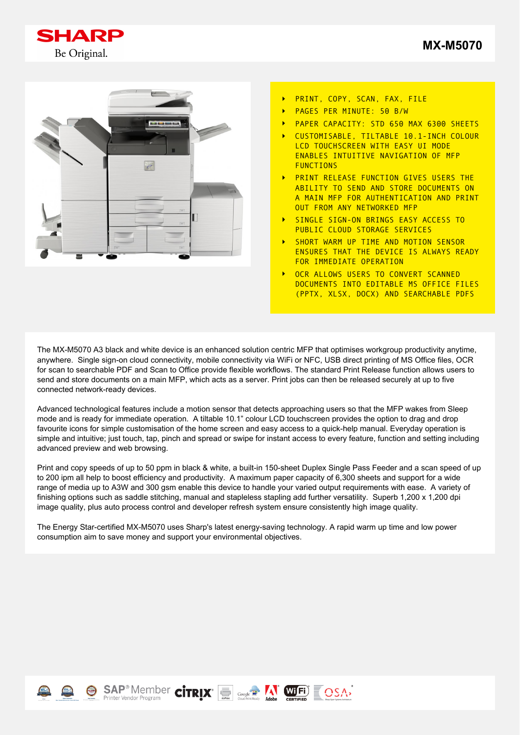# SHARP

Be Original.

## MX-M5070

- PRINT, COPY, SCAN, FAX, FILE
- PAGES PER MINUTE: 50 B/W
- PAPER CAPACITY: STD 650 MAX 6300 SHEETS
- CUSTOMISABLE, TILTABLE 10.1-INCH COLOUR LCD TOUCHSCREEN WITH EASY UI MODE ENABLES INTUITIVE NAVIGATION OF MFP FUNCTIONS
- PRINT RELEASE FUNCTION GIVES USERS THE ABILITY TO SEND AND STORE DOCUMENTS ON A MAIN MFP FOR AUTHENTICATION AND PRINT OUT FROM ANY NETWORKED MFP
- SINGLE SIGN-ON BRINGS EASY ACCESS TO PUBLIC CLOUD STORAGE SERVICES
- SHORT WARM UP TIME AND MOTION SENSOR ENSURES THAT THE DEVICE IS ALWAYS READY FOR IMMEDIATE OPERATION
- OCR ALLOWS USERS TO CONVERT SCANNED DOCUMENTS INTO EDITABLE MS OFFICE FILES (PPTX, XLSX, DOCX) AND SEARCHABLE PDFS

The MX-M5070 A3 black and white device is an enhanced solution centric MFP that optimises workgroup productivity anytime, anywhere. Single sign-on cloud connectivity, mobile connectivity via WiFi or NFC, USB direct printing of MS Office files, OCR for scan to searchable PDF and Scan to Office provide flexible workflows. The standard Print Release function allows users to send and store documents on a main MFP, which acts as a server. Print jobs can then be released securely at up to five connected network-ready devices.

Advanced technological features include a motion sensor that detects approaching users so that the MFP wakes from Sleep mode and is ready for immediate operation. A tiltable 10.1" colour LCD touchscreen provides the option to drag and drop favourite icons for simple customisation of the home screen and easy access to a quick-help manual. Everyday operation is simple and intuitive; just touch, tap, pinch and spread or swipe for instant access to every feature, function and setting including advanced preview and web browsing.

Print and copy speeds of up to 50 ppm in black & white, a built-in 150-sheet Duplex Single Pass Feeder and a scan speed of up to 200 ipm all help to boost efficiency and productivity. A maximum paper capacity of 6,300 sheets and support for a wide range of media up to A3W and 300 gsm enable this device to handle your varied output requirements with ease. A variety of finishing options such as saddle stitching, manual and stapleless stapling add further versatility. Superb 1,200 x 1,200 dpi image quality, plus auto process control and developer refresh system ensure consistently high image quality.

The Energy Star-certified MX-M5070 uses Sharp's latest energy-saving technology. A rapid warm up time and low power consumption aim to save money and support your environmental objectives.

SAP® Member Printer Vendor Program | CITRIX | AirPrint | Google Cloud Print Ready | Adobe | WiFi CERTIFIED | OSA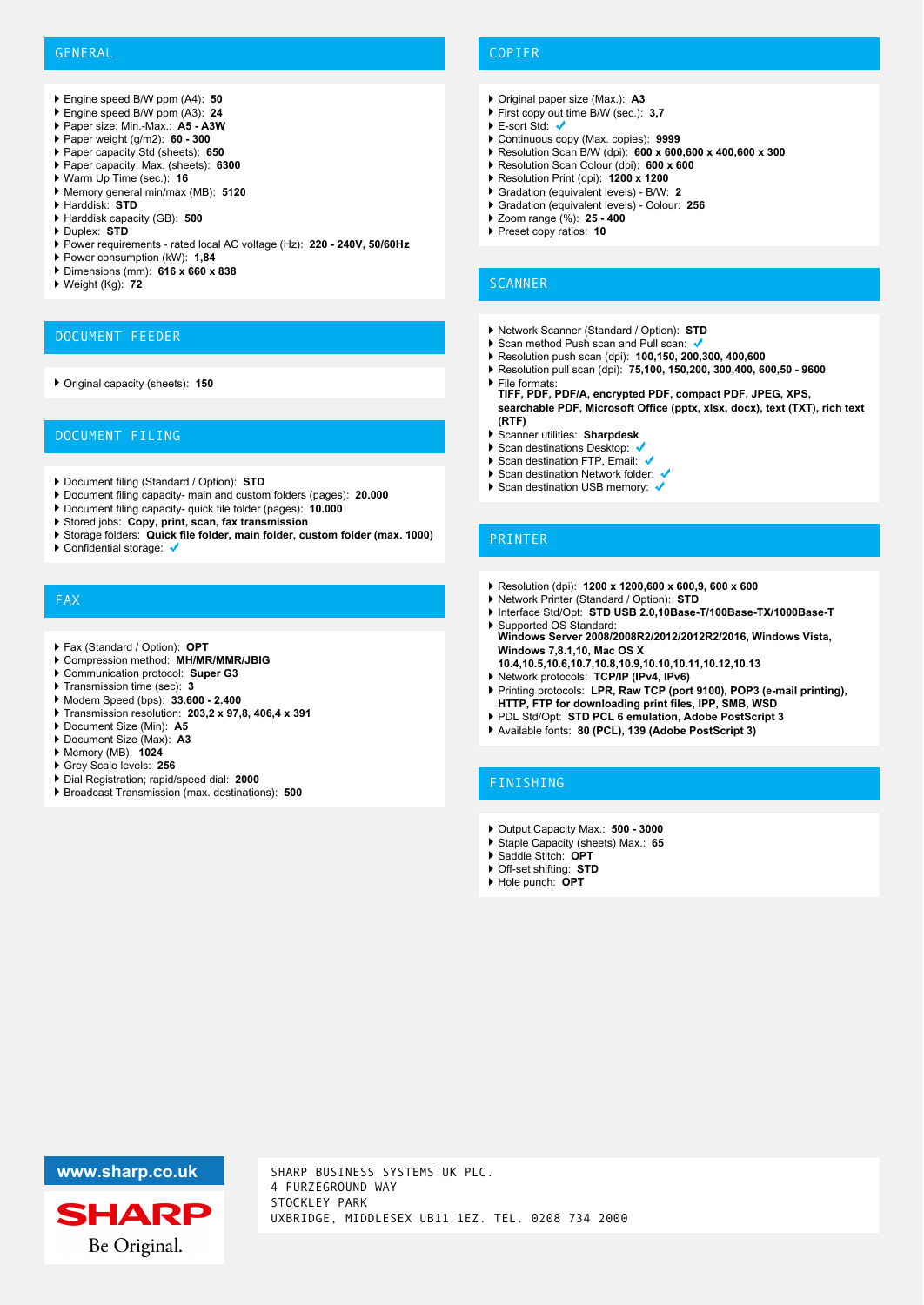## GENERAL

- Engine speed B/W ppm (A4): **50**
- Engine speed B/W ppm (A3): **24**
- Paper size: Min.-Max.: **A5 - A3W**
- Paper weight (g/m2): **60 - 300**
- Paper capacity:Std (sheets): **650**
- Paper capacity: Max. (sheets): **6300**
- Warm Up Time (sec.): **16**
- Memory general min/max (MB): **5120**
- Harddisk: **STD**
- Harddisk capacity (GB): **500**
- Duplex: **STD**
- Power requirements - rated local AC voltage (Hz): **220 - 240V, 50/60Hz**
- Power consumption (kW): **1,84**
- Dimensions (mm): **616 x 660 x 838**
- Weight (Kg): **72**

## DOCUMENT FEEDER

- Original capacity (sheets): **150**

## DOCUMENT FILING

- Document filing (Standard / Option): **STD**
- Document filing capacity- main and custom folders (pages): **20.000**
- Document filing capacity- quick file folder (pages): **10.000**
- Stored jobs: **Copy, print, scan, fax transmission**
- Storage folders: **Quick file folder, main folder, custom folder (max. 1000)**
- Confidential storage: ✓

## FAX

- Fax (Standard / Option): **OPT**
- Compression method: **MH/MR/MMR/JBIG**
- Communication protocol: **Super G3**
- Transmission time (sec): **3**
- Modem Speed (bps): **33.600 - 2.400**
- Transmission resolution: **203,2 x 97,8, 406,4 x 391**
- Document Size (Min): **A5**
- Document Size (Max): **A3**
- Memory (MB): **1024**
- Grey Scale levels: **256**
- Dial Registration; rapid/speed dial: **2000**
- Broadcast Transmission (max. destinations): **500**

## COPIER

- Original paper size (Max.): **A3**
- First copy out time B/W (sec.): **3,7**
- E-sort Std: ✓
- Continuous copy (Max. copies): **9999**
- Resolution Scan B/W (dpi): **600 x 600,600 x 400,600 x 300**
- Resolution Scan Colour (dpi): **600 x 600**
- Resolution Print (dpi): **1200 x 1200**
- Gradation (equivalent levels) - B/W: **2**
- Gradation (equivalent levels) - Colour: **256**
- Zoom range (%): **25 - 400**
- Preset copy ratios: **10**

## SCANNER

- Network Scanner (Standard / Option): **STD**
- Scan method Push scan and Pull scan: ✓
- Resolution push scan (dpi): **100,150, 200,300, 400,600**
- Resolution pull scan (dpi): **75,100, 150,200, 300,400, 600,50 - 9600**
- File formats: **TIFF, PDF, PDF/A, encrypted PDF, compact PDF, JPEG, XPS, searchable PDF, Microsoft Office (pptx, xlsx, docx), text (TXT), rich text (RTF)**
- Scanner utilities: **Sharpdesk**
- Scan destinations Desktop: ✓
- Scan destination FTP, Email: ✓
- Scan destination Network folder: ✓
- Scan destination USB memory: ✓

## PRINTER

- Resolution (dpi): **1200 x 1200,600 x 600,9, 600 x 600**
- Network Printer (Standard / Option): **STD**
- Interface Std/Opt: **STD USB 2.0,10Base-T/100Base-TX/1000Base-T**
- Supported OS Standard: **Windows Server 2008/2008R2/2012/2012R2/2016, Windows Vista, Windows 7,8.1,10, Mac OS X 10.4,10.5,10.6,10.7,10.8,10.9,10.10,10.11,10.12,10.13**
- Network protocols: **TCP/IP (IPv4, IPv6)**
- Printing protocols: **LPR, Raw TCP (port 9100), POP3 (e-mail printing), HTTP, FTP for downloading print files, IPP, SMB, WSD**
- PDL Std/Opt: **STD PCL 6 emulation, Adobe PostScript 3**
- Available fonts: **80 (PCL), 139 (Adobe PostScript 3)**

## FINISHING

- Output Capacity Max.: **500 - 3000**
- Staple Capacity (sheets) Max.: **65**
- Saddle Stitch: **OPT**
- Off-set shifting: **STD**
- Hole punch: **OPT**

**www.sharp.co.uk**

SHARP
Be Original.

SHARP BUSINESS SYSTEMS UK PLC.
4 FURZEGROUND WAY
STOCKLEY PARK
UXBRIDGE, MIDDLESEX UB11 1EZ. TEL. 0208 734 2000